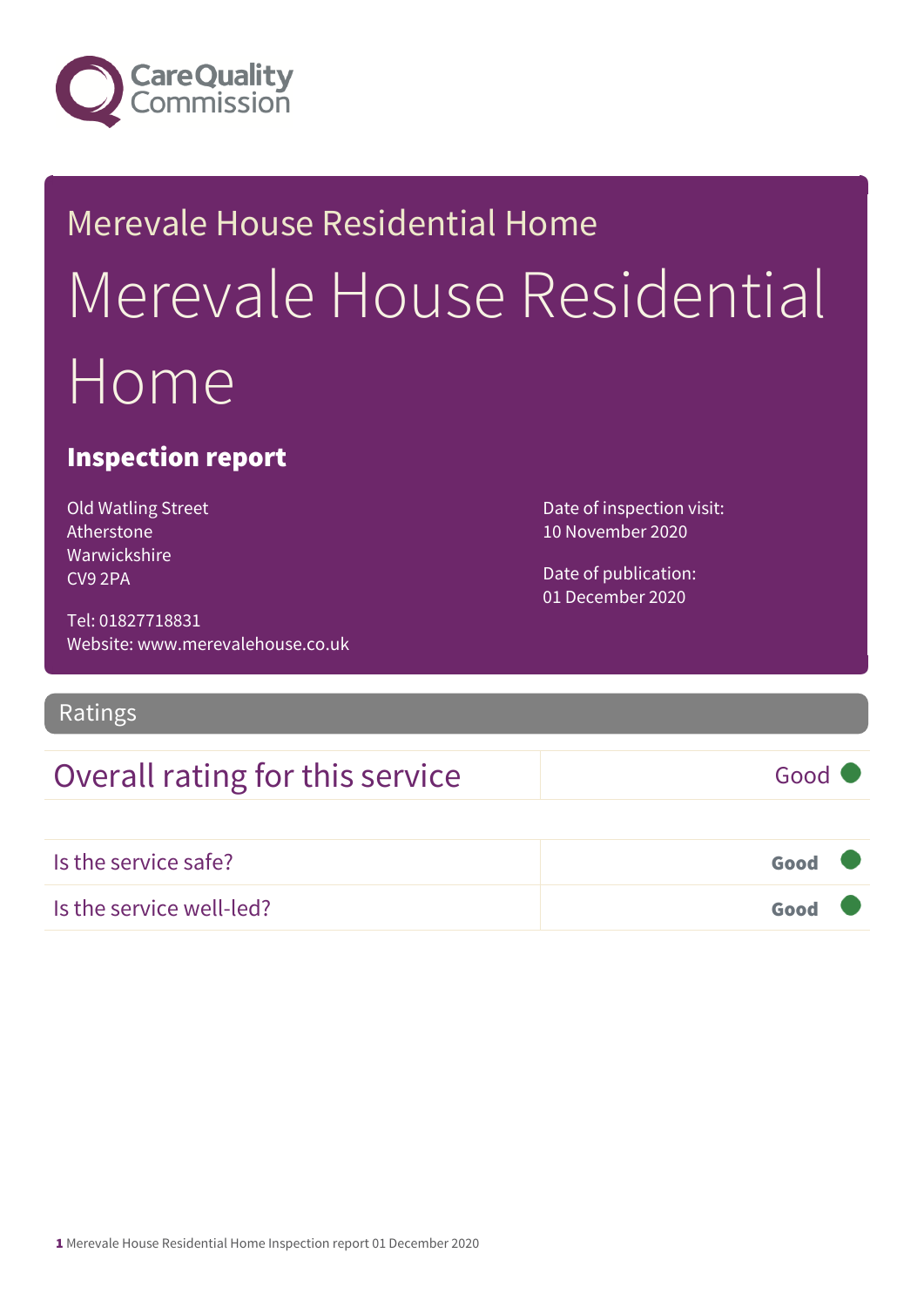Care Quality Commission

# Merevale House Residential Home

# Merevale House Residential Home

## Inspection report

Old Watling Street
Atherstone
Warwickshire
CV9 2PA

Tel: 01827718831
Website: www.merevalehouse.co.uk

Date of inspection visit:
10 November 2020

Date of publication:
01 December 2020

## Ratings

| Overall rating for this service | Good |
|---|---|

| | |
|---|---|
| Is the service safe? | **Good** |
| Is the service well-led? | **Good** |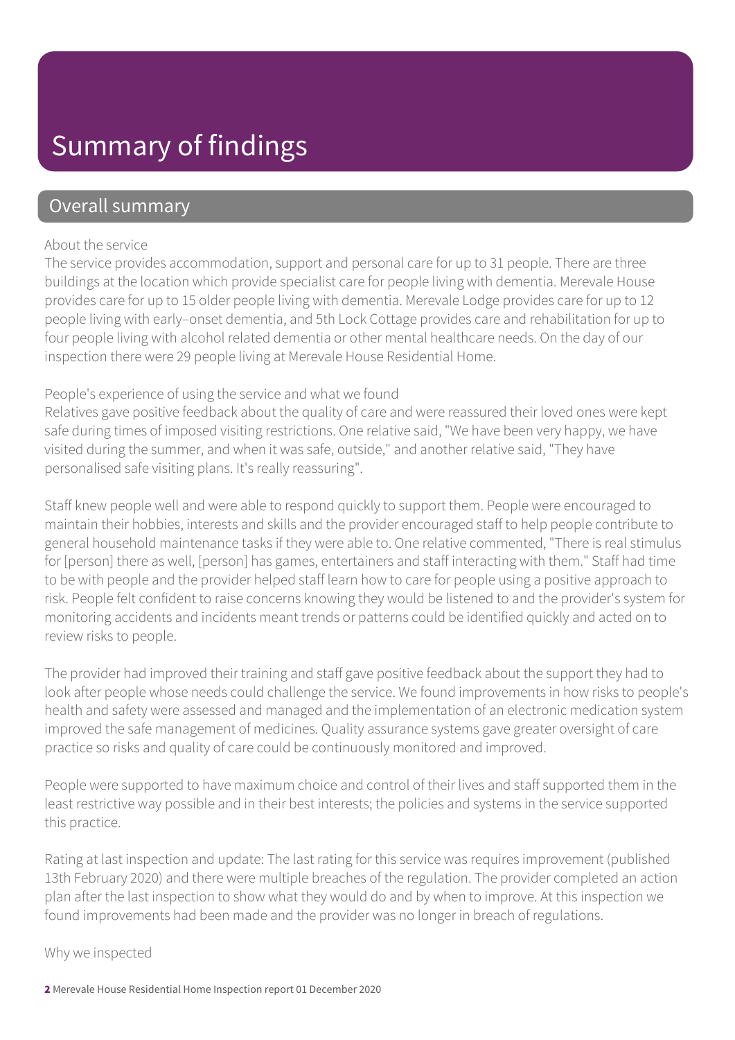# Summary of findings

## Overall summary

About the service

The service provides accommodation, support and personal care for up to 31 people. There are three buildings at the location which provide specialist care for people living with dementia. Merevale House provides care for up to 15 older people living with dementia. Merevale Lodge provides care for up to 12 people living with early–onset dementia, and 5th Lock Cottage provides care and rehabilitation for up to four people living with alcohol related dementia or other mental healthcare needs. On the day of our inspection there were 29 people living at Merevale House Residential Home.

People's experience of using the service and what we found

Relatives gave positive feedback about the quality of care and were reassured their loved ones were kept safe during times of imposed visiting restrictions. One relative said, "We have been very happy, we have visited during the summer, and when it was safe, outside," and another relative said, "They have personalised safe visiting plans. It's really reassuring".

Staff knew people well and were able to respond quickly to support them. People were encouraged to maintain their hobbies, interests and skills and the provider encouraged staff to help people contribute to general household maintenance tasks if they were able to. One relative commented, "There is real stimulus for [person] there as well, [person] has games, entertainers and staff interacting with them." Staff had time to be with people and the provider helped staff learn how to care for people using a positive approach to risk. People felt confident to raise concerns knowing they would be listened to and the provider's system for monitoring accidents and incidents meant trends or patterns could be identified quickly and acted on to review risks to people.

The provider had improved their training and staff gave positive feedback about the support they had to look after people whose needs could challenge the service. We found improvements in how risks to people's health and safety were assessed and managed and the implementation of an electronic medication system improved the safe management of medicines. Quality assurance systems gave greater oversight of care practice so risks and quality of care could be continuously monitored and improved.

People were supported to have maximum choice and control of their lives and staff supported them in the least restrictive way possible and in their best interests; the policies and systems in the service supported this practice.

Rating at last inspection and update: The last rating for this service was requires improvement (published 13th February 2020) and there were multiple breaches of the regulation. The provider completed an action plan after the last inspection to show what they would do and by when to improve. At this inspection we found improvements had been made and the provider was no longer in breach of regulations.

Why we inspected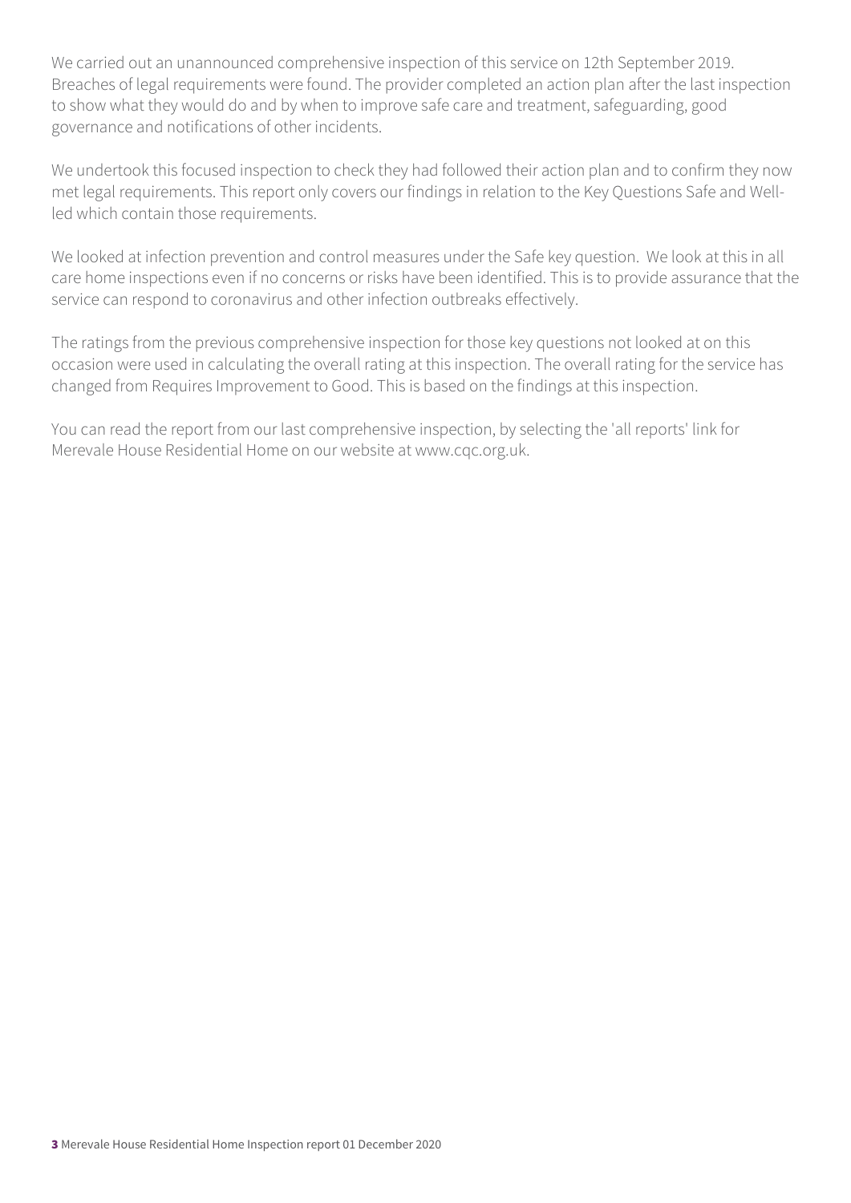We carried out an unannounced comprehensive inspection of this service on 12th September 2019. Breaches of legal requirements were found. The provider completed an action plan after the last inspection to show what they would do and by when to improve safe care and treatment, safeguarding, good governance and notifications of other incidents.

We undertook this focused inspection to check they had followed their action plan and to confirm they now met legal requirements. This report only covers our findings in relation to the Key Questions Safe and Well-led which contain those requirements.

We looked at infection prevention and control measures under the Safe key question. We look at this in all care home inspections even if no concerns or risks have been identified. This is to provide assurance that the service can respond to coronavirus and other infection outbreaks effectively.

The ratings from the previous comprehensive inspection for those key questions not looked at on this occasion were used in calculating the overall rating at this inspection. The overall rating for the service has changed from Requires Improvement to Good. This is based on the findings at this inspection.

You can read the report from our last comprehensive inspection, by selecting the 'all reports' link for Merevale House Residential Home on our website at www.cqc.org.uk.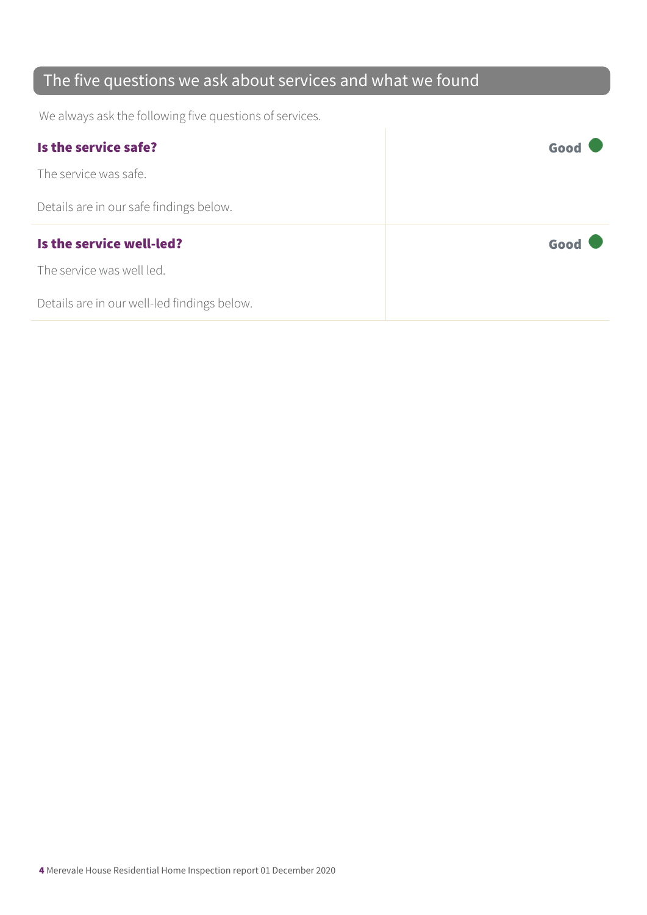## The five questions we ask about services and what we found

We always ask the following five questions of services.

| | |
|---|---|
| **Is the service safe?**<br><br>The service was safe.<br><br>Details are in our safe findings below. | **Good** |
| **Is the service well-led?**<br><br>The service was well led.<br><br>Details are in our well-led findings below. | **Good** |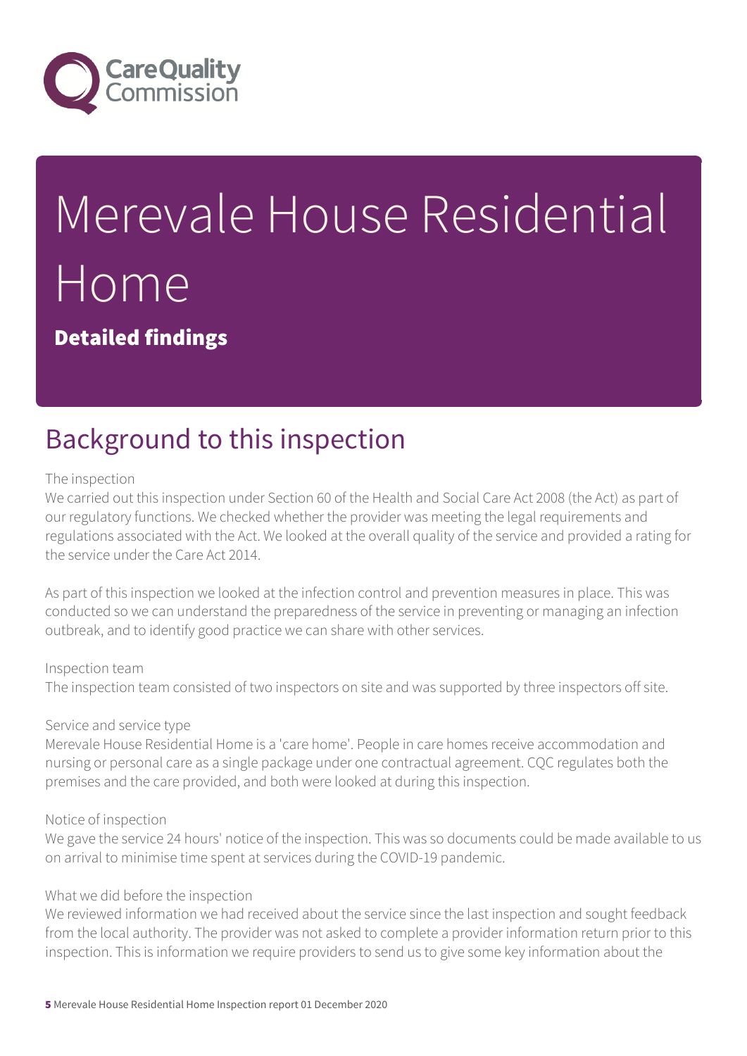# Merevale House Residential Home

**Detailed findings**

## Background to this inspection

The inspection
We carried out this inspection under Section 60 of the Health and Social Care Act 2008 (the Act) as part of our regulatory functions. We checked whether the provider was meeting the legal requirements and regulations associated with the Act. We looked at the overall quality of the service and provided a rating for the service under the Care Act 2014.

As part of this inspection we looked at the infection control and prevention measures in place. This was conducted so we can understand the preparedness of the service in preventing or managing an infection outbreak, and to identify good practice we can share with other services.

Inspection team
The inspection team consisted of two inspectors on site and was supported by three inspectors off site.

Service and service type
Merevale House Residential Home is a 'care home'. People in care homes receive accommodation and nursing or personal care as a single package under one contractual agreement. CQC regulates both the premises and the care provided, and both were looked at during this inspection.

Notice of inspection
We gave the service 24 hours' notice of the inspection. This was so documents could be made available to us on arrival to minimise time spent at services during the COVID-19 pandemic.

What we did before the inspection
We reviewed information we had received about the service since the last inspection and sought feedback from the local authority. The provider was not asked to complete a provider information return prior to this inspection. This is information we require providers to send us to give some key information about the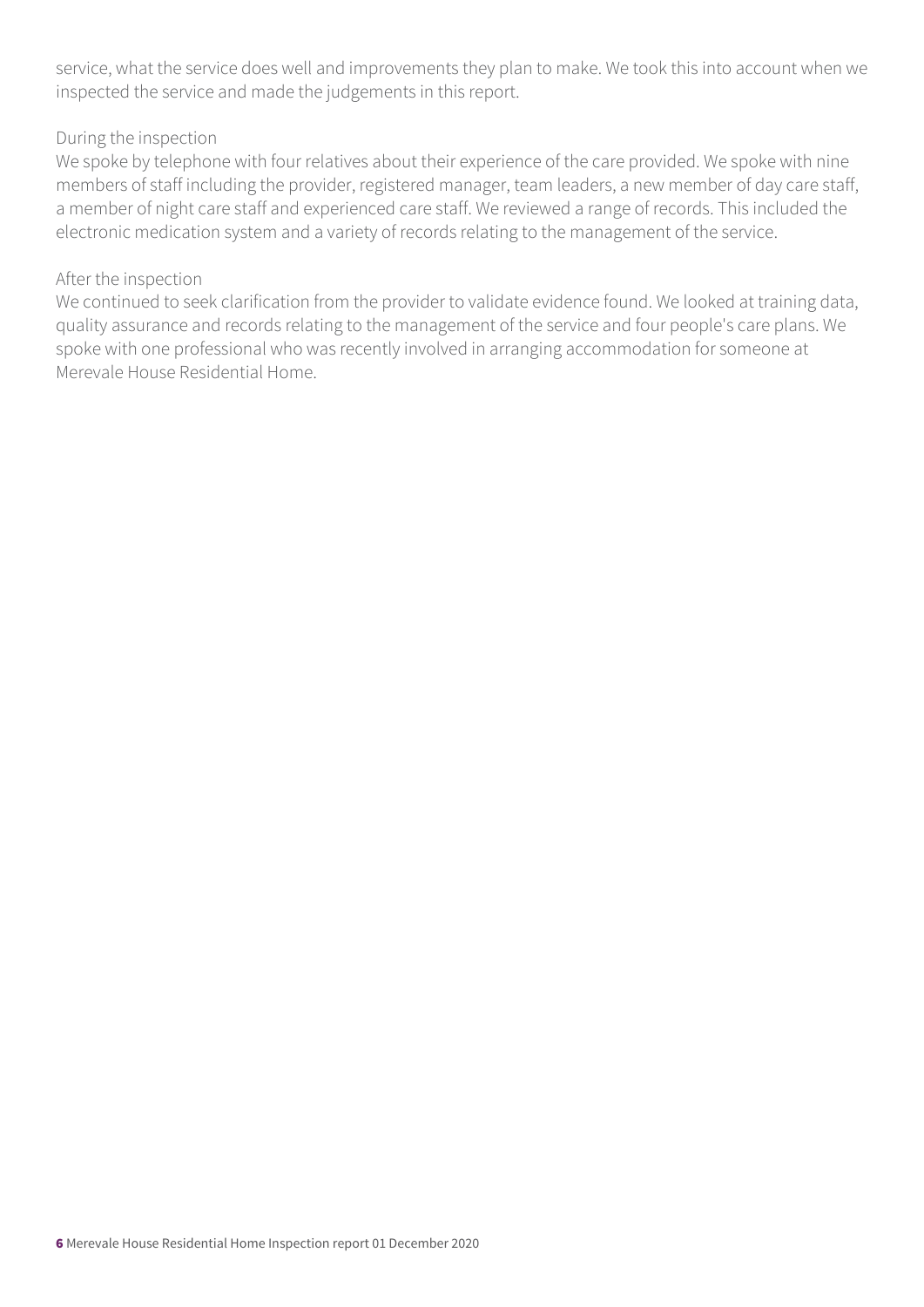service, what the service does well and improvements they plan to make. We took this into account when we inspected the service and made the judgements in this report.

During the inspection

We spoke by telephone with four relatives about their experience of the care provided. We spoke with nine members of staff including the provider, registered manager, team leaders, a new member of day care staff, a member of night care staff and experienced care staff. We reviewed a range of records. This included the electronic medication system and a variety of records relating to the management of the service.

After the inspection

We continued to seek clarification from the provider to validate evidence found. We looked at training data, quality assurance and records relating to the management of the service and four people's care plans. We spoke with one professional who was recently involved in arranging accommodation for someone at Merevale House Residential Home.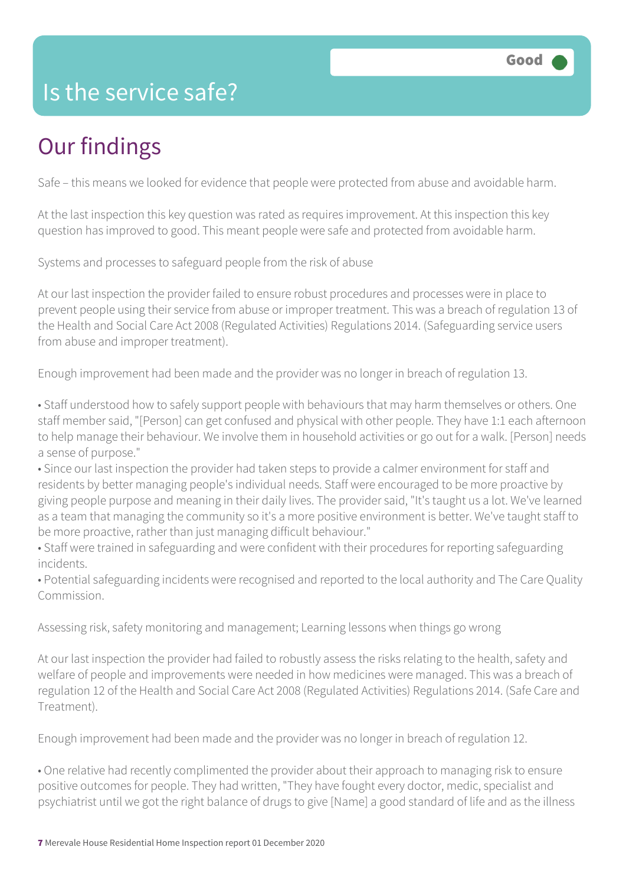# Is the service safe?

Good

## Our findings

Safe – this means we looked for evidence that people were protected from abuse and avoidable harm.

At the last inspection this key question was rated as requires improvement. At this inspection this key question has improved to good. This meant people were safe and protected from avoidable harm.

Systems and processes to safeguard people from the risk of abuse

At our last inspection the provider failed to ensure robust procedures and processes were in place to prevent people using their service from abuse or improper treatment. This was a breach of regulation 13 of the Health and Social Care Act 2008 (Regulated Activities) Regulations 2014. (Safeguarding service users from abuse and improper treatment).

Enough improvement had been made and the provider was no longer in breach of regulation 13.

- Staff understood how to safely support people with behaviours that may harm themselves or others. One staff member said, "[Person] can get confused and physical with other people. They have 1:1 each afternoon to help manage their behaviour. We involve them in household activities or go out for a walk. [Person] needs a sense of purpose."
- Since our last inspection the provider had taken steps to provide a calmer environment for staff and residents by better managing people's individual needs. Staff were encouraged to be more proactive by giving people purpose and meaning in their daily lives. The provider said, "It's taught us a lot. We've learned as a team that managing the community so it's a more positive environment is better. We've taught staff to be more proactive, rather than just managing difficult behaviour."
- Staff were trained in safeguarding and were confident with their procedures for reporting safeguarding incidents.
- Potential safeguarding incidents were recognised and reported to the local authority and The Care Quality Commission.

Assessing risk, safety monitoring and management; Learning lessons when things go wrong

At our last inspection the provider had failed to robustly assess the risks relating to the health, safety and welfare of people and improvements were needed in how medicines were managed. This was a breach of regulation 12 of the Health and Social Care Act 2008 (Regulated Activities) Regulations 2014. (Safe Care and Treatment).

Enough improvement had been made and the provider was no longer in breach of regulation 12.

- One relative had recently complimented the provider about their approach to managing risk to ensure positive outcomes for people. They had written, "They have fought every doctor, medic, specialist and psychiatrist until we got the right balance of drugs to give [Name] a good standard of life and as the illness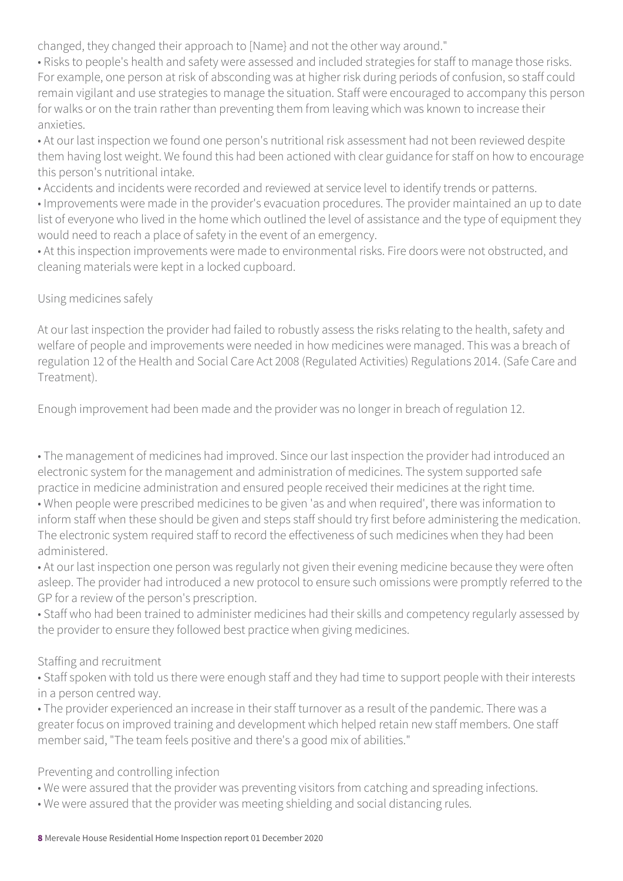changed, they changed their approach to [Name} and not the other way around."

- Risks to people's health and safety were assessed and included strategies for staff to manage those risks. For example, one person at risk of absconding was at higher risk during periods of confusion, so staff could remain vigilant and use strategies to manage the situation. Staff were encouraged to accompany this person for walks or on the train rather than preventing them from leaving which was known to increase their anxieties.
- At our last inspection we found one person's nutritional risk assessment had not been reviewed despite them having lost weight. We found this had been actioned with clear guidance for staff on how to encourage this person's nutritional intake.
- Accidents and incidents were recorded and reviewed at service level to identify trends or patterns.
- Improvements were made in the provider's evacuation procedures. The provider maintained an up to date list of everyone who lived in the home which outlined the level of assistance and the type of equipment they would need to reach a place of safety in the event of an emergency.
- At this inspection improvements were made to environmental risks. Fire doors were not obstructed, and cleaning materials were kept in a locked cupboard.

Using medicines safely

At our last inspection the provider had failed to robustly assess the risks relating to the health, safety and welfare of people and improvements were needed in how medicines were managed. This was a breach of regulation 12 of the Health and Social Care Act 2008 (Regulated Activities) Regulations 2014. (Safe Care and Treatment).

Enough improvement had been made and the provider was no longer in breach of regulation 12.

- The management of medicines had improved. Since our last inspection the provider had introduced an electronic system for the management and administration of medicines. The system supported safe practice in medicine administration and ensured people received their medicines at the right time.
- When people were prescribed medicines to be given 'as and when required', there was information to inform staff when these should be given and steps staff should try first before administering the medication. The electronic system required staff to record the effectiveness of such medicines when they had been administered.
- At our last inspection one person was regularly not given their evening medicine because they were often asleep. The provider had introduced a new protocol to ensure such omissions were promptly referred to the GP for a review of the person's prescription.
- Staff who had been trained to administer medicines had their skills and competency regularly assessed by the provider to ensure they followed best practice when giving medicines.

Staffing and recruitment

- Staff spoken with told us there were enough staff and they had time to support people with their interests in a person centred way.
- The provider experienced an increase in their staff turnover as a result of the pandemic. There was a greater focus on improved training and development which helped retain new staff members. One staff member said, "The team feels positive and there's a good mix of abilities."

Preventing and controlling infection

- We were assured that the provider was preventing visitors from catching and spreading infections.
- We were assured that the provider was meeting shielding and social distancing rules.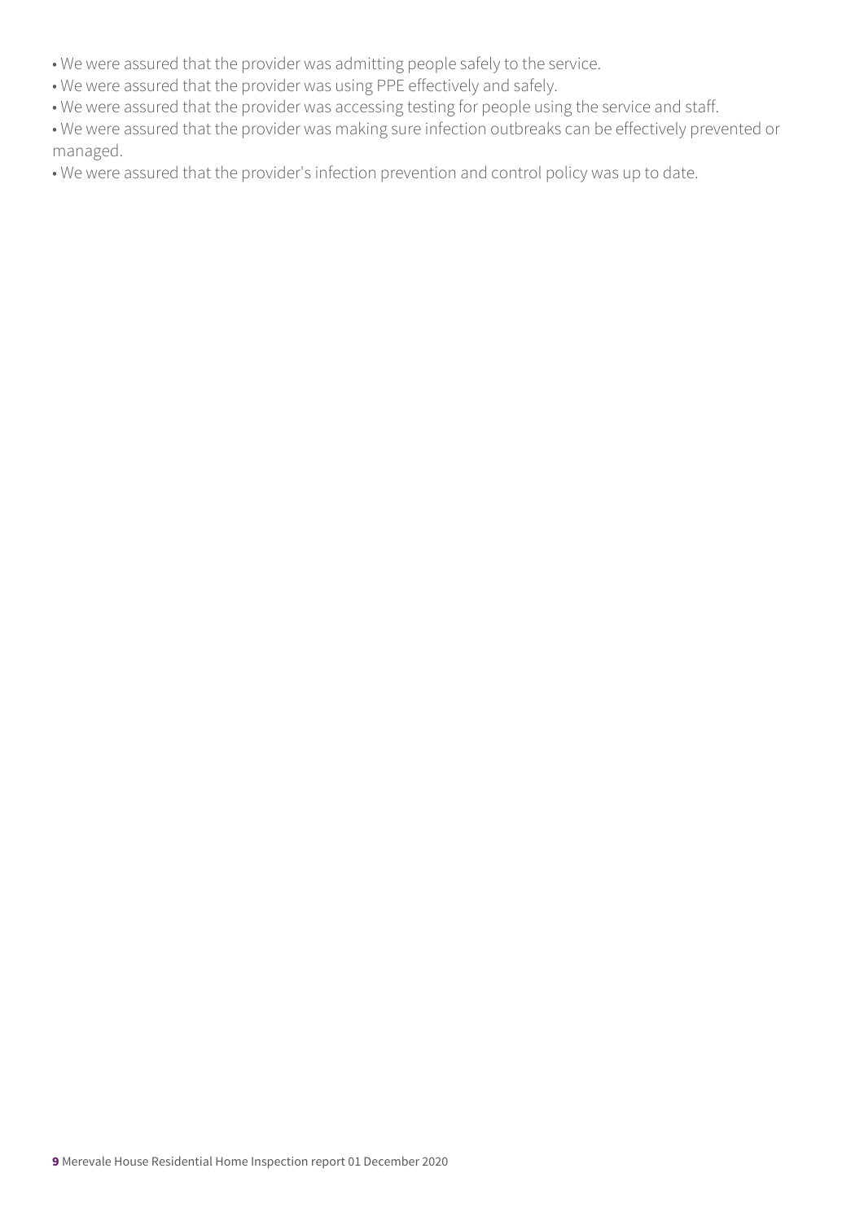- We were assured that the provider was admitting people safely to the service.
- We were assured that the provider was using PPE effectively and safely.
- We were assured that the provider was accessing testing for people using the service and staff.
- We were assured that the provider was making sure infection outbreaks can be effectively prevented or managed.
- We were assured that the provider's infection prevention and control policy was up to date.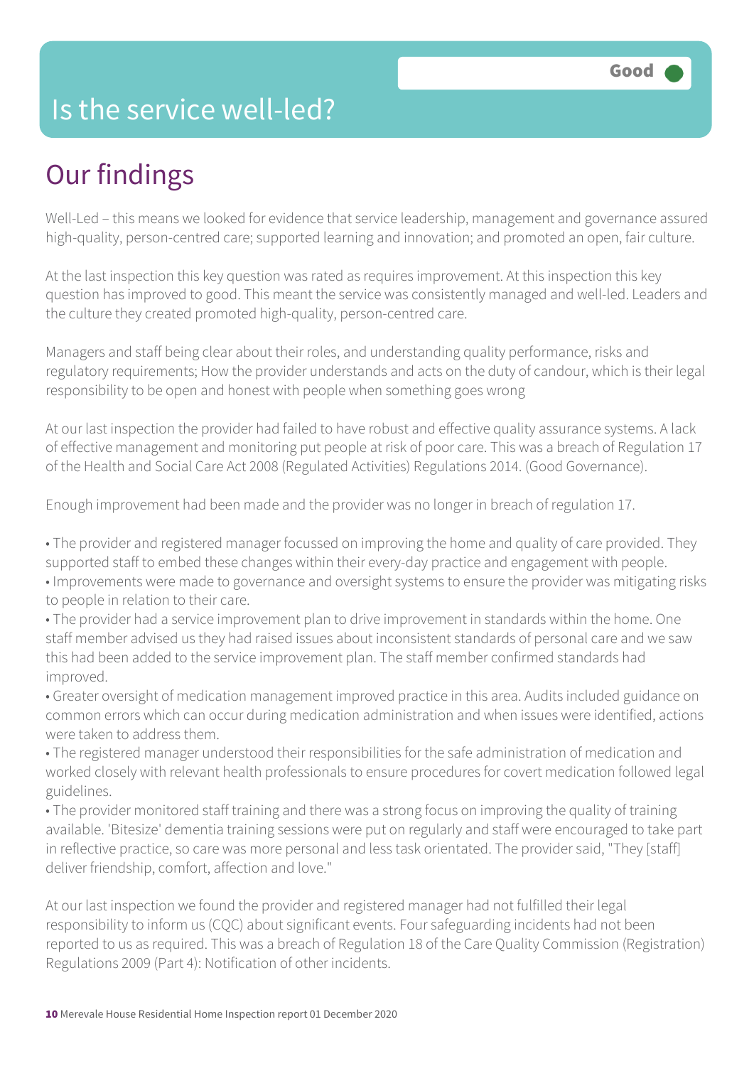# Is the service well-led?

Good

## Our findings

Well-Led – this means we looked for evidence that service leadership, management and governance assured high-quality, person-centred care; supported learning and innovation; and promoted an open, fair culture.

At the last inspection this key question was rated as requires improvement. At this inspection this key question has improved to good. This meant the service was consistently managed and well-led. Leaders and the culture they created promoted high-quality, person-centred care.

Managers and staff being clear about their roles, and understanding quality performance, risks and regulatory requirements; How the provider understands and acts on the duty of candour, which is their legal responsibility to be open and honest with people when something goes wrong

At our last inspection the provider had failed to have robust and effective quality assurance systems. A lack of effective management and monitoring put people at risk of poor care. This was a breach of Regulation 17 of the Health and Social Care Act 2008 (Regulated Activities) Regulations 2014. (Good Governance).

Enough improvement had been made and the provider was no longer in breach of regulation 17.

- The provider and registered manager focussed on improving the home and quality of care provided. They supported staff to embed these changes within their every-day practice and engagement with people.
- Improvements were made to governance and oversight systems to ensure the provider was mitigating risks to people in relation to their care.
- The provider had a service improvement plan to drive improvement in standards within the home. One staff member advised us they had raised issues about inconsistent standards of personal care and we saw this had been added to the service improvement plan. The staff member confirmed standards had improved.
- Greater oversight of medication management improved practice in this area. Audits included guidance on common errors which can occur during medication administration and when issues were identified, actions were taken to address them.
- The registered manager understood their responsibilities for the safe administration of medication and worked closely with relevant health professionals to ensure procedures for covert medication followed legal guidelines.
- The provider monitored staff training and there was a strong focus on improving the quality of training available. 'Bitesize' dementia training sessions were put on regularly and staff were encouraged to take part in reflective practice, so care was more personal and less task orientated. The provider said, "They [staff] deliver friendship, comfort, affection and love."

At our last inspection we found the provider and registered manager had not fulfilled their legal responsibility to inform us (CQC) about significant events. Four safeguarding incidents had not been reported to us as required. This was a breach of Regulation 18 of the Care Quality Commission (Registration) Regulations 2009 (Part 4): Notification of other incidents.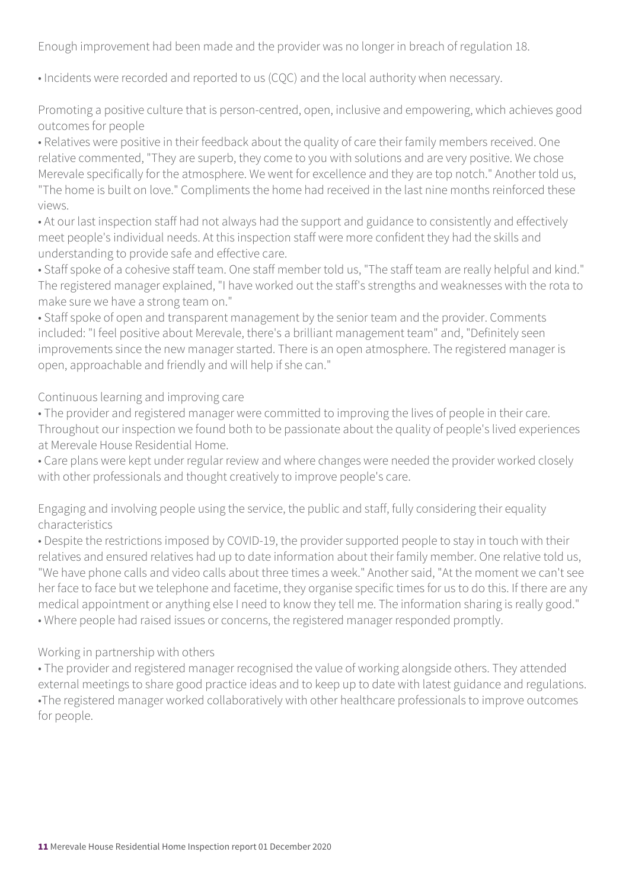Enough improvement had been made and the provider was no longer in breach of regulation 18.

• Incidents were recorded and reported to us (CQC) and the local authority when necessary.

Promoting a positive culture that is person-centred, open, inclusive and empowering, which achieves good outcomes for people

• Relatives were positive in their feedback about the quality of care their family members received. One relative commented, "They are superb, they come to you with solutions and are very positive. We chose Merevale specifically for the atmosphere. We went for excellence and they are top notch." Another told us, "The home is built on love." Compliments the home had received in the last nine months reinforced these views.

• At our last inspection staff had not always had the support and guidance to consistently and effectively meet people's individual needs. At this inspection staff were more confident they had the skills and understanding to provide safe and effective care.

• Staff spoke of a cohesive staff team. One staff member told us, "The staff team are really helpful and kind." The registered manager explained, "I have worked out the staff's strengths and weaknesses with the rota to make sure we have a strong team on."

• Staff spoke of open and transparent management by the senior team and the provider. Comments included: "I feel positive about Merevale, there's a brilliant management team" and, "Definitely seen improvements since the new manager started. There is an open atmosphere. The registered manager is open, approachable and friendly and will help if she can."

Continuous learning and improving care

• The provider and registered manager were committed to improving the lives of people in their care. Throughout our inspection we found both to be passionate about the quality of people's lived experiences at Merevale House Residential Home.

• Care plans were kept under regular review and where changes were needed the provider worked closely with other professionals and thought creatively to improve people's care.

Engaging and involving people using the service, the public and staff, fully considering their equality characteristics

• Despite the restrictions imposed by COVID-19, the provider supported people to stay in touch with their relatives and ensured relatives had up to date information about their family member. One relative told us, "We have phone calls and video calls about three times a week." Another said, "At the moment we can't see her face to face but we telephone and facetime, they organise specific times for us to do this. If there are any medical appointment or anything else I need to know they tell me. The information sharing is really good."

• Where people had raised issues or concerns, the registered manager responded promptly.

Working in partnership with others

• The provider and registered manager recognised the value of working alongside others. They attended external meetings to share good practice ideas and to keep up to date with latest guidance and regulations.

• The registered manager worked collaboratively with other healthcare professionals to improve outcomes for people.